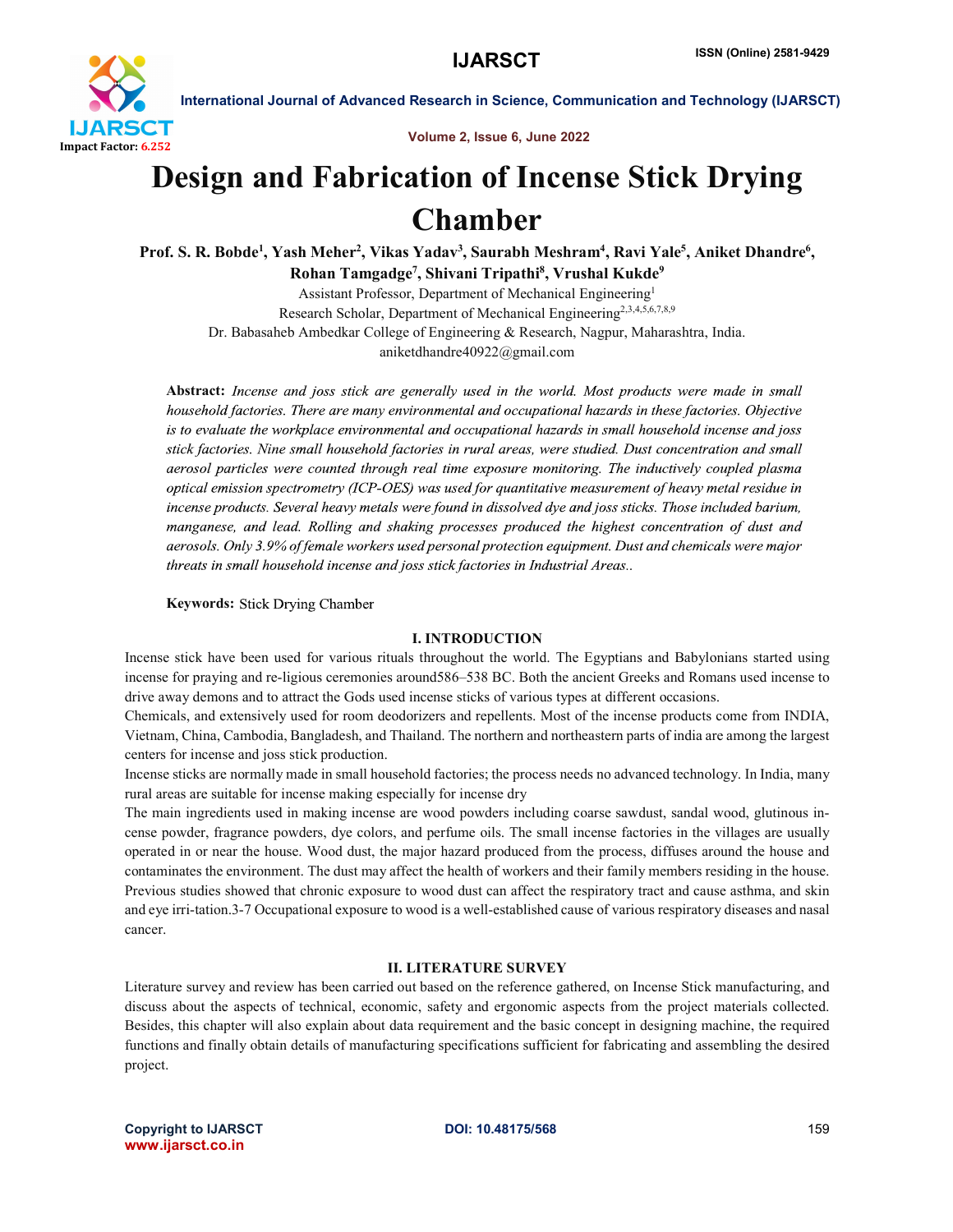# Design and Fabrication of Incense Stick Drying Chamber

**Prof. S. R. Bobde[1], Yash Meher[2], Vikas Yadav[3], Saurabh Meshram[4], Ravi Yale[5], Aniket Dhandre[6], Rohan Tamgadge[7], Shivani Tripathi[8], Vrushal Kukde[9]**

Assistant Professor, Department of Mechanical Engineering[1]
Research Scholar, Department of Mechanical Engineering[2,3,4,5,6,7,8,9]
Dr. Babasaheb Ambedkar College of Engineering & Research, Nagpur, Maharashtra, India.
aniketdhandre40922@gmail.com

**Abstract:** *Incense and joss stick are generally used in the world. Most products were made in small household factories. There are many environmental and occupational hazards in these factories. Objective is to evaluate the workplace environmental and occupational hazards in small household incense and joss stick factories. Nine small household factories in rural areas, were studied. Dust concentration and small aerosol particles were counted through real time exposure monitoring. The inductively coupled plasma optical emission spectrometry (ICP-OES) was used for quantitative measurement of heavy metal residue in incense products. Several heavy metals were found in dissolved dye and joss sticks. Those included barium, manganese, and lead. Rolling and shaking processes produced the highest concentration of dust and aerosols. Only 3.9% of female workers used personal protection equipment. Dust and chemicals were major threats in small household incense and joss stick factories in Industrial Areas..*

**Keywords:** Stick Drying Chamber

## I. INTRODUCTION

Incense stick have been used for various rituals throughout the world. The Egyptians and Babylonians started using incense for praying and re-ligious ceremonies around586–538 BC. Both the ancient Greeks and Romans used incense to drive away demons and to attract the Gods used incense sticks of various types at different occasions.

Chemicals, and extensively used for room deodorizers and repellents. Most of the incense products come from INDIA, Vietnam, China, Cambodia, Bangladesh, and Thailand. The northern and northeastern parts of india are among the largest centers for incense and joss stick production.

Incense sticks are normally made in small household factories; the process needs no advanced technology. In India, many rural areas are suitable for incense making especially for incense dry

The main ingredients used in making incense are wood powders including coarse sawdust, sandal wood, glutinous in-cense powder, fragrance powders, dye colors, and perfume oils. The small incense factories in the villages are usually operated in or near the house. Wood dust, the major hazard produced from the process, diffuses around the house and contaminates the environment. The dust may affect the health of workers and their family members residing in the house. Previous studies showed that chronic exposure to wood dust can affect the respiratory tract and cause asthma, and skin and eye irri-tation.3-7 Occupational exposure to wood is a well-established cause of various respiratory diseases and nasal cancer.

## II. LITERATURE SURVEY

Literature survey and review has been carried out based on the reference gathered, on Incense Stick manufacturing, and discuss about the aspects of technical, economic, safety and ergonomic aspects from the project materials collected. Besides, this chapter will also explain about data requirement and the basic concept in designing machine, the required functions and finally obtain details of manufacturing specifications sufficient for fabricating and assembling the desired project.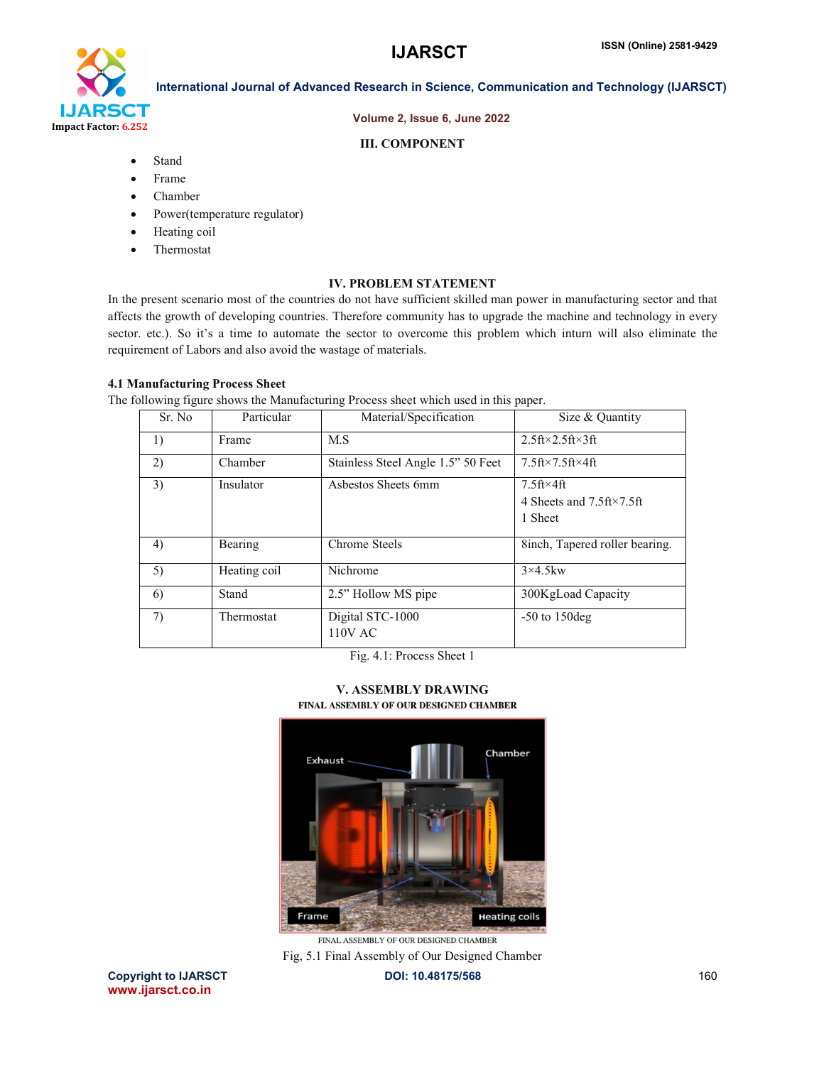## III. COMPONENT

- Stand
- Frame
- Chamber
- Power(temperature regulator)
- Heating coil
- Thermostat

## IV. PROBLEM STATEMENT

In the present scenario most of the countries do not have sufficient skilled man power in manufacturing sector and that affects the growth of developing countries. Therefore community has to upgrade the machine and technology in every sector. etc.). So it's a time to automate the sector to overcome this problem which inturn will also eliminate the requirement of Labors and also avoid the wastage of materials.

### 4.1 Manufacturing Process Sheet

The following figure shows the Manufacturing Process sheet which used in this paper.

| Sr. No | Particular | Material/Specification | Size & Quantity |
|---|---|---|---|
| 1) | Frame | M.S | 2.5ft×2.5ft×3ft |
| 2) | Chamber | Stainless Steel Angle 1.5" 50 Feet | 7.5ft×7.5ft×4ft |
| 3) | Insulator | Asbestos Sheets 6mm | 7.5ft×4ft<br>4 Sheets and 7.5ft×7.5ft<br>1 Sheet |
| 4) | Bearing | Chrome Steels | 8inch, Tapered roller bearing. |
| 5) | Heating coil | Nichrome | 3×4.5kw |
| 6) | Stand | 2.5" Hollow MS pipe | 300KgLoad Capacity |
| 7) | Thermostat | Digital STC-1000<br>110V AC | -50 to 150deg |

Fig. 4.1: Process Sheet 1

## V. ASSEMBLY DRAWING

FINAL ASSEMBLY OF OUR DESIGNED CHAMBER

FINAL ASSEMBLY OF OUR DESIGNED CHAMBER

Fig, 5.1 Final Assembly of Our Designed Chamber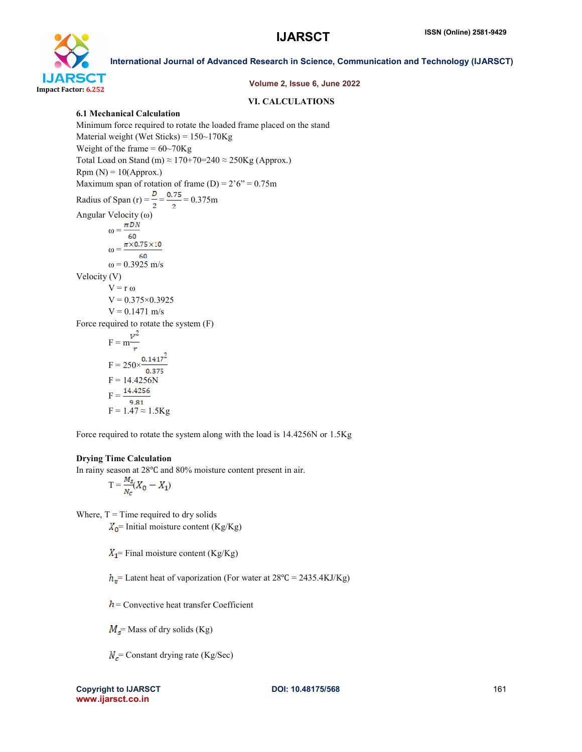## VI. CALCULATIONS

### 6.1 Mechanical Calculation

Minimum force required to rotate the loaded frame placed on the stand

Material weight (Wet Sticks) = 150~170Kg

Weight of the frame = 60~70Kg

Total Load on Stand (m) ≈ 170+70=240 ≈ 250Kg (Approx.)

Rpm (N) = 10(Approx.)

Maximum span of rotation of frame (D) = 2'6" = 0.75m

Radius of Span (r) = $\frac{D}{2} = \frac{0.75}{2}$ = 0.375m

Angular Velocity (ω)

$$\omega = \frac{\pi D N}{60}$$

$$\omega = \frac{\pi \times 0.75 \times 10}{60}$$

ω = 0.3925 m/s

Velocity (V)

V = r ω

V = 0.375×0.3925

V = 0.1471 m/s

Force required to rotate the system (F)

$$F = m\frac{v^2}{r}$$

$$F = 250 \times \frac{0.1417^2}{0.375}$$

F = 14.4256N

$$F = \frac{14.4256}{9.81}$$

F = 1.47 ≈ 1.5Kg

Force required to rotate the system along with the load is 14.4256N or 1.5Kg

### Drying Time Calculation

In rainy season at 28℃ and 80% moisture content present in air.

$$T = \frac{M_s}{N_c}(X_0 - X_1)$$

Where, T = Time required to dry solids

$X_0$= Initial moisture content (Kg/Kg)

$X_1$= Final moisture content (Kg/Kg)

$h_v$= Latent heat of vaporization (For water at 28℃ = 2435.4KJ/Kg)

$h$ = Convective heat transfer Coefficient

$M_s$= Mass of dry solids (Kg)

$N_c$= Constant drying rate (Kg/Sec)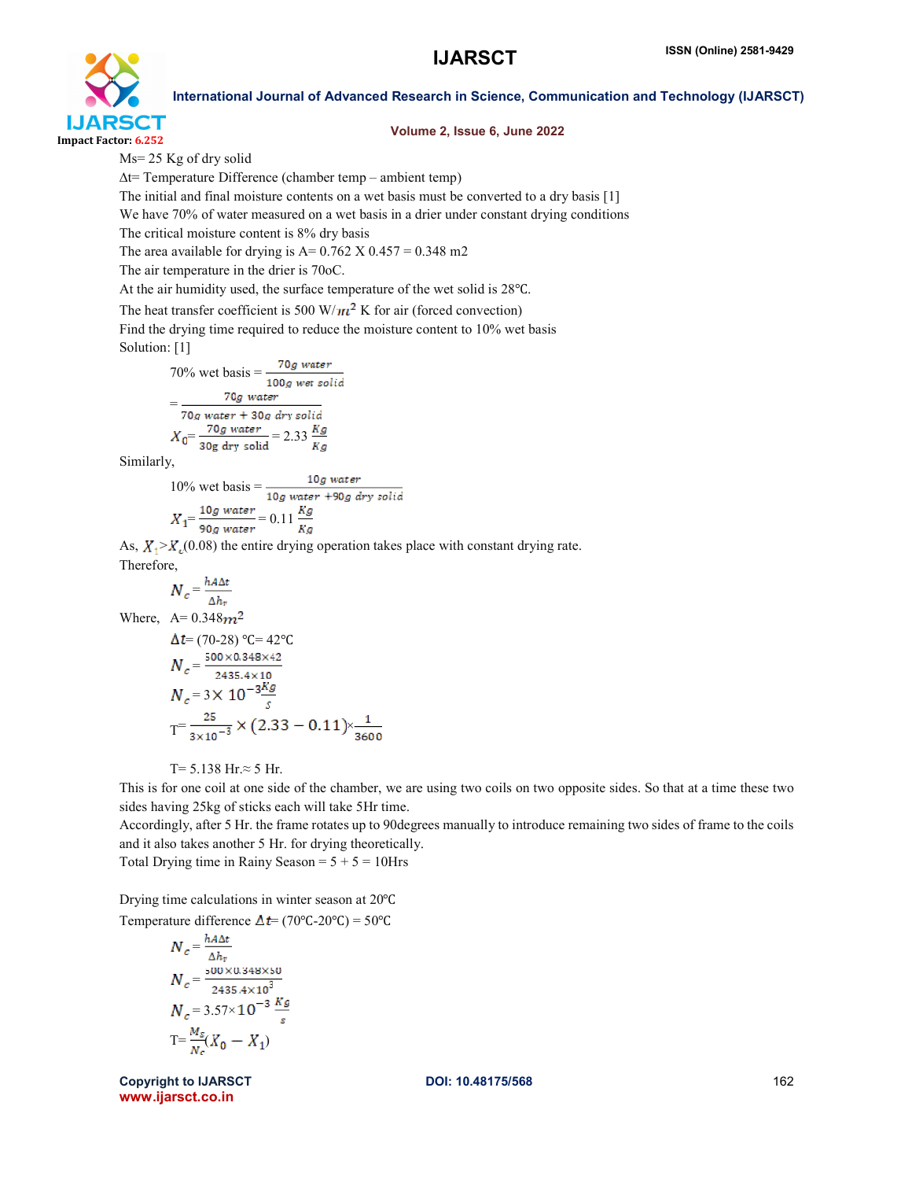Ms= 25 Kg of dry solid

Δt= Temperature Difference (chamber temp – ambient temp)

The initial and final moisture contents on a wet basis must be converted to a dry basis [1]

We have 70% of water measured on a wet basis in a drier under constant drying conditions

The critical moisture content is 8% dry basis

The area available for drying is A= 0.762 X 0.457 = 0.348 m2

The air temperature in the drier is 70oC.

At the air humidity used, the surface temperature of the wet solid is 28℃.

The heat transfer coefficient is 500 W/$m^2$ K for air (forced convection)

Find the drying time required to reduce the moisture content to 10% wet basis

Solution: [1]

$$70\% \text{ wet basis} = \frac{70g \text{ water}}{100g \text{ wet solid}}$$

$$= \frac{70g \text{ water}}{70g \text{ water} + 30g \text{ dry solid}}$$

$$X_0 = \frac{70g \text{ water}}{30g \text{ dry solid}} = 2.33 \frac{Kg}{Kg}$$

Similarly,

$$10\% \text{ wet basis} = \frac{10g \text{ water}}{10g \text{ water} + 90g \text{ dry solid}}$$

$$X_1 = \frac{10g \text{ water}}{90g \text{ water}} = 0.11 \frac{Kg}{Kg}$$

As, $X_1 > X_c(0.08)$ the entire drying operation takes place with constant drying rate.

Therefore,

$$N_c = \frac{hA\Delta t}{\Delta h_r}$$

Where, A= 0.348$m^2$

$\Delta t$= (70-28) ℃= 42℃

$$N_c = \frac{500 \times 0.348 \times 42}{2435.4 \times 10}$$

$$N_c = 3 \times 10^{-3} \frac{Kg}{s}$$

$$T = \frac{25}{3 \times 10^{-3}} \times (2.33 - 0.11) \times \frac{1}{3600}$$

T= 5.138 Hr.≈ 5 Hr.

This is for one coil at one side of the chamber, we are using two coils on two opposite sides. So that at a time these two sides having 25kg of sticks each will take 5Hr time.

Accordingly, after 5 Hr. the frame rotates up to 90degrees manually to introduce remaining two sides of frame to the coils and it also takes another 5 Hr. for drying theoretically.

Total Drying time in Rainy Season = 5 + 5 = 10Hrs

Drying time calculations in winter season at 20℃

Temperature difference $\Delta t$= (70℃-20℃) = 50℃

$$N_c = \frac{hA\Delta t}{\Delta h_r}$$

$$N_c = \frac{500 \times 0.348 \times 50}{2435.4 \times 10^3}$$

$$N_c = 3.57 \times 10^{-3} \frac{Kg}{s}$$

$$T = \frac{M_s}{N_c}(X_0 - X_1)$$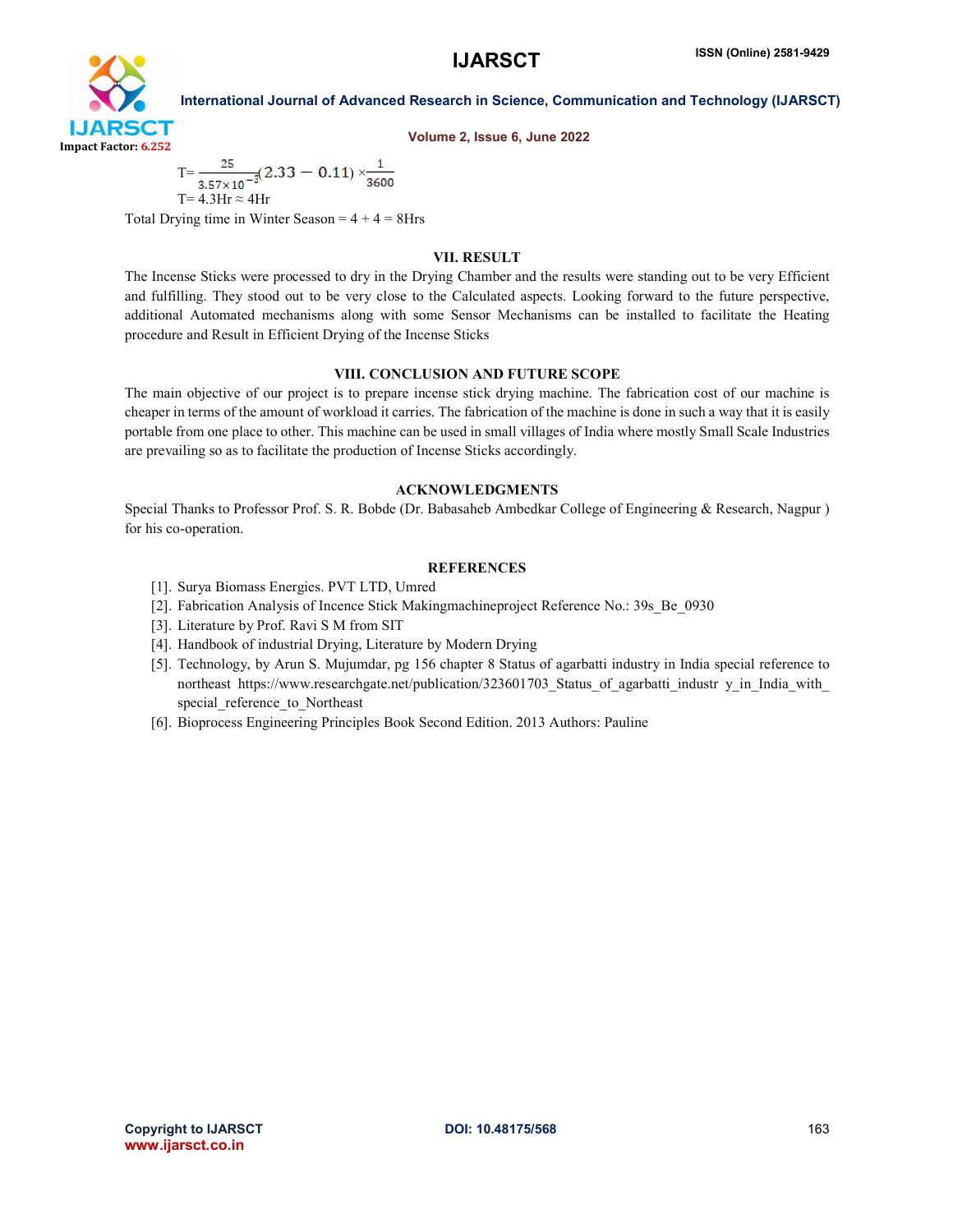$$T = \frac{25}{3.57\times10^{-3}}(2.33 - 0.11) \times \frac{1}{3600}$$

$T = 4.3\text{Hr} \approx 4\text{Hr}$

Total Drying time in Winter Season = 4 + 4 = 8Hrs

## VII. RESULT

The Incense Sticks were processed to dry in the Drying Chamber and the results were standing out to be very Efficient and fulfilling. They stood out to be very close to the Calculated aspects. Looking forward to the future perspective, additional Automated mechanisms along with some Sensor Mechanisms can be installed to facilitate the Heating procedure and Result in Efficient Drying of the Incense Sticks

## VIII. CONCLUSION AND FUTURE SCOPE

The main objective of our project is to prepare incense stick drying machine. The fabrication cost of our machine is cheaper in terms of the amount of workload it carries. The fabrication of the machine is done in such a way that it is easily portable from one place to other. This machine can be used in small villages of India where mostly Small Scale Industries are prevailing so as to facilitate the production of Incense Sticks accordingly.

## ACKNOWLEDGMENTS

Special Thanks to Professor Prof. S. R. Bobde (Dr. Babasaheb Ambedkar College of Engineering & Research, Nagpur ) for his co-operation.

## REFERENCES

[1]. Surya Biomass Energies. PVT LTD, Umred

[2]. Fabrication Analysis of Incence Stick Makingmachineproject Reference No.: 39s_Be_0930

[3]. Literature by Prof. Ravi S M from SIT

[4]. Handbook of industrial Drying, Literature by Modern Drying

[5]. Technology, by Arun S. Mujumdar, pg 156 chapter 8 Status of agarbatti industry in India special reference to northeast https://www.researchgate.net/publication/323601703_Status_of_agarbatti_industr y_in_India_with_special_reference_to_Northeast

[6]. Bioprocess Engineering Principles Book Second Edition. 2013 Authors: Pauline